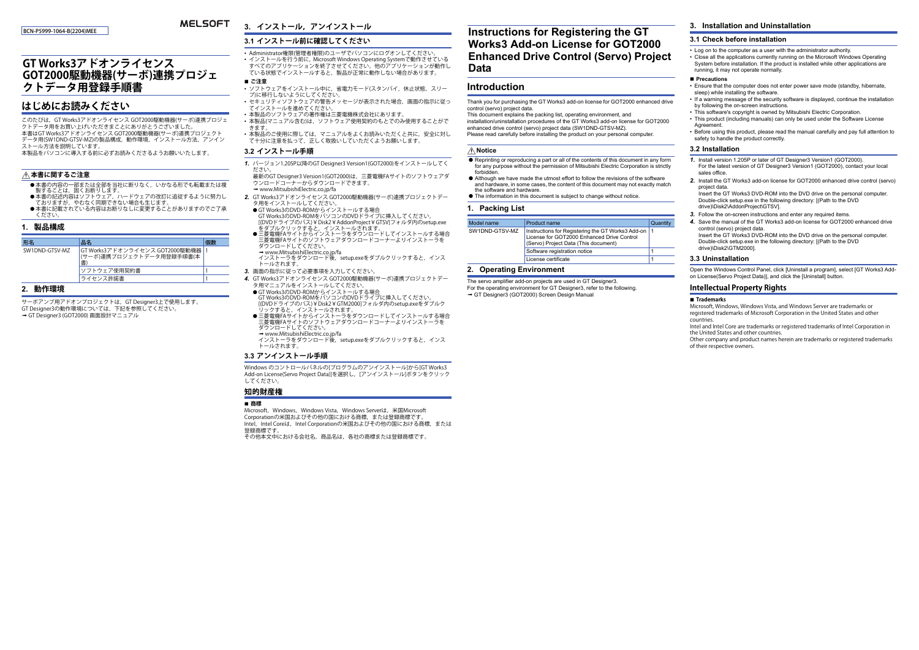BCN-P5999-1064-B(2204)MEE

MELSOFT

# GT Works3アドオンライセンス GOT2000駆動機器(サーボ)連携プロジェクトデータ用登録手順書

## はじめにお読みください

このたびは，GT Works3アドオンライセンス GOT2000駆動機器(サーボ)連携プロジェクトデータ用をお買い上げいただきまことにありがとうございました。
本書はGT Works3アドオンライセンス GOT2000駆動機器(サーボ)連携プロジェクトデータ用(SW1DND-GTSV-MZ)の製品構成，動作環境，インストール方法，アンインストール方法を説明しています。
本製品をパソコンに導入する前に必ずお読みくださるようお願いいたします。

### ⚠本書に関するご注意

- 本書の内容の一部または全部を当社に断りなく，いかなる形でも転載または複製することは，固くお断りします。
- 本書の記述内容はソフトウェア，ハードウェアの改訂に追従するように努力しておりますが，やむなく同期できない場合も生じます。
- 本書に記載されている内容はお断りなしに変更することがありますのでご了承ください。

## 1. 製品構成

| 形名 | 品名 | 個数 |
|---|---|---|
| SW1DND-GTSV-MZ | GT Works3アドオンライセンス GOT2000駆動機器(サーボ)連携プロジェクトデータ用登録手順書(本書) | 1 |
| | ソフトウェア使用契約書 | 1 |
| | ライセンス許諾書 | 1 |

## 2. 動作環境

サーボアンプ用アドオンプロジェクトは，GT Designer3上で使用します。
GT Designer3の動作環境については，下記を参照してください。
➡ GT Designer3 (GOT2000) 画面設計マニュアル

## 3. インストール，アンインストール

### 3.1 インストール前に確認してください

- Administrator権限(管理者権限)のユーザでパソコンにログオンしてください。
- インストールを行う前に，Microsoft Windows Operating Systemで動作させているすべてのアプリケーションを終了させてください。他のアプリケーションが動作している状態でインストールすると，製品が正常に動作しない場合があります。

■ ご注意

- ソフトウェアをインストール中に，省電力モード(スタンバイ，休止状態，スリープ)に移行しないようにしてください。
- セキュリティソフトウェアの警告メッセージが表示された場合，画面の指示に従ってインストールを進めてください。
- 本製品のソフトウェアの著作権は三菱電機株式会社にあります。
- 本製品(マニュアル含む)は，ソフトウェア使用契約のもとでのみ使用することができます。
- 本製品のご使用に際しては，マニュアルをよくお読みいただくと共に，安全に対して十分に注意を払って，正しく取扱いしていただくようお願いします。

### 3.2 インストール手順

1. バージョン1.205P以降のGT Designer3 Version1(GOT2000)をインストールしてください。
   最新のGT Designer3 Version1(GOT2000)は，三菱電機FAサイトのソフトウェアダウンロードコーナーからダウンロードできます。
   ➡ www.MitsubishiElectric.co.jp/fa
2. GT Works3アドオンライセンス GOT2000駆動機器(サーボ)連携プロジェクトデータ用をインストールしてください。
   - GT Works3のDVD-ROMからインストールする場合
     GT Works3のDVD-ROMをパソコンのDVDドライブに挿入してください。
     [(DVDドライブのパス)￥Disk2￥AddonProject￥GTSV]フォルダ内のsetup.exeをダブルクリックすると，インストールされます。
   - 三菱電機FAサイトからインストーラをダウンロードしてインストールする場合
     三菱電機FAサイトのソフトウェアダウンロードコーナーよりインストーラをダウンロードしてください。
     ➡ www.MitsubishiElectric.co.jp/fa
     インストーラをダウンロード後，setup.exeをダブルクリックすると，インストールされます。
3. 画面の指示に従って必要事項を入力してください。
4. GT Works3アドオンライセンス GOT2000駆動機器(サーボ)連携プロジェクトデータ用マニュアルをインストールしてください。
   - GT Works3のDVD-ROMからインストールする場合
     GT Works3のDVD-ROMをパソコンのDVDドライブに挿入してください。
     [(DVDドライブのパス)￥Disk2￥GTM2000]フォルダ内のsetup.exeをダブルクリックすると，インストールされます。
   - 三菱電機FAサイトからインストーラをダウンロードしてインストールする場合
     三菱電機FAサイトのソフトウェアダウンロードコーナーよりインストーラをダウンロードしてください。
     ➡ www.MitsubishiElectric.co.jp/fa
     インストーラをダウンロード後，setup.exeをダブルクリックすると，インストールされます。

### 3.3 アンインストール手順

Windowsのコントロールパネルの[プログラムのアンインストール]から[GT Works3 Add-on License(Servo Project Data)]を選択し，[アンインストール]ボタンをクリックしてください。

## 知的財産権

■ 商標

Microsoft，Windows，Windows Vista，Windows Serverは，米国Microsoft Corporationの米国およびその他の国における商標，または登録商標です。
Intel，Intel Coreは，Intel Corporationの米国およびその他の国における商標，または登録商標です。
その他本文中における会社名，商品名は，各社の商標または登録商標です。

# Instructions for Registering the GT Works3 Add-on License for GOT2000 Enhanced Drive Control (Servo) Project Data

## Introduction

Thank you for purchasing the GT Works3 add-on license for GOT2000 enhanced drive control (servo) project data.
This document explains the packing list, operating environment, and installation/uninstallation procedures of the GT Works3 add-on license for GOT2000 enhanced drive control (servo) project data (SW1DND-GTSV-MZ).
Please read carefully before installing the product on your personal computer.

### ⚠Notice

- Reprinting or reproducing a part or all of the contents of this document in any form for any purpose without the permission of Mitsubishi Electric Corporation is strictly forbidden.
- Although we have made the utmost effort to follow the revisions of the software and hardware, in some cases, the content of this document may not exactly match the software and hardware.
- The information in this document is subject to change without notice.

## 1. Packing List

| Model name | Product name | Quantity |
|---|---|---|
| SW1DND-GTSV-MZ | Instructions for Registering the GT Works3 Add-on License for GOT2000 Enhanced Drive Control (Servo) Project Data (This document) | 1 |
| | Software registration notice | 1 |
| | License certificate | 1 |

## 2. Operating Environment

The servo amplifier add-on projects are used in GT Designer3.
For the operating environment for GT Designer3, refer to the following.
➡ GT Designer3 (GOT2000) Screen Design Manual

## 3. Installation and Uninstallation

### 3.1 Check before installation

- Log on to the computer as a user with the administrator authority.
- Close all the applications currently running on the Microsoft Windows Operating System before installation. If the product is installed while other applications are running, it may not operate normally.

■ Precautions

- Ensure that the computer does not enter power save mode (standby, hibernate, sleep) while installing the software.
- If a warning message of the security software is displayed, continue the installation by following the on-screen instructions.
- This software's copyright is owned by Mitsubishi Electric Corporation.
- This product (including manuals) can only be used under the Software License Agreement.
- Before using this product, please read the manual carefully and pay full attention to safety to handle the product correctly.

### 3.2 Installation

1. Install version 1.205P or later of GT Designer3 Version1 (GOT2000).
   For the latest version of GT Designer3 Version1 (GOT2000), contact your local sales office.
2. Install the GT Works3 add-on license for GOT2000 enhanced drive control (servo) project data.
   Insert the GT Works3 DVD-ROM into the DVD drive on the personal computer.
   Double-click setup.exe in the following directory: [(Path to the DVD drive)\Disk2\AddonProject\GTSV].
3. Follow the on-screen instructions and enter any required items.
4. Save the manual of the GT Works3 add-on license for GOT2000 enhanced drive control (servo) project data.
   Insert the GT Works3 DVD-ROM into the DVD drive on the personal computer.
   Double-click setup.exe in the following directory: [(Path to the DVD drive)\Disk2\GTM2000].

### 3.3 Uninstallation

Open the Windows Control Panel, click [Uninstall a program], select [GT Works3 Add-on License(Servo Project Data)], and click the [Uninstall] button.

## Intellectual Property Rights

■ Trademarks

Microsoft, Windows, Windows Vista, and Windows Server are trademarks or registered trademarks of Microsoft Corporation in the United States and other countries.
Intel and Intel Core are trademarks or registered trademarks of Intel Corporation in the United States and other countries.
Other company and product names herein are trademarks or registered trademarks of their respective owners.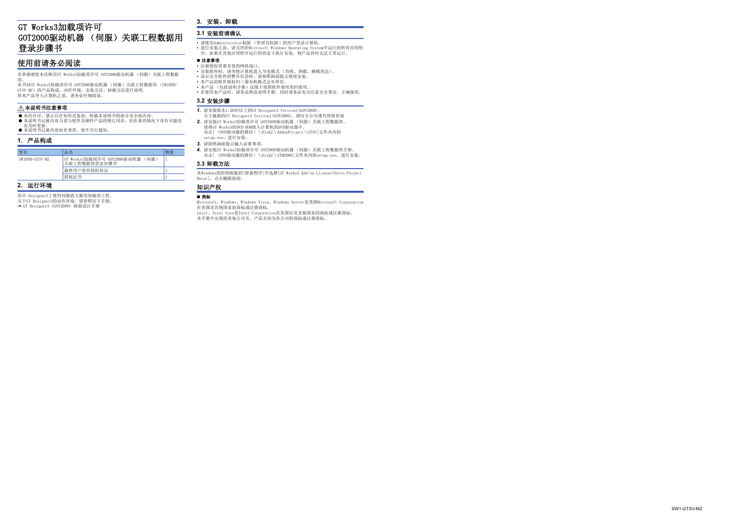# GT Works3加载项许可 GOT2000驱动机器（伺服）关联工程数据用登录步骤书

## 使用前请务必阅读

非常感谢您本次购买GT Works3加载项许可 GOT2000驱动机器（伺服）关联工程数据用。
本书对GT Works3加载项许可 GOT2000驱动机器（伺服）关联工程数据用（SW1DND-GTSV-MZ）的产品构成、动作环境、安装方法、卸载方法进行说明。
将本产品导入计算机之前，请务必仔细阅读。

### ⚠本说明书注意事项

- 未经许可，禁止以任何形式复制、转载本说明书的部分及全部内容。
- 本说明书记载内容力求与软件及硬件产品的修订同步，但在某些情况下亦有可能没有及时更新。
- 本说明书记载内容如有变更，恕不另行通知。

## 1. 产品构成

| 型名 | 品名 | 数量 |
|---|---|---|
| SW1DND-GTSV-MZ | GT Works3加载项许可 GOT2000驱动机器（伺服）关联工程数据用登录步骤书 | 1 |
| | 最终用户软件授权协议 | 1 |
| | 授权证书 | 1 |

## 2. 运行环境

在GT Designer3上使用伺服放大器用加载项工程。
关于GT Designer3的动作环境，请参照以下手册。
➡ GT Designer3（GOT2000）画面设计手册

## 3. 安装、卸载

### 3.1 安装前请确认

- 请使用Administrator权限（管理员权限）的用户登录计算机。
- 进行安装之前，请关闭在Microsoft Windows Operating System中运行的所有应用程序。如果在其他应用程序运行的状态下执行安装，则产品有时无法正常运行。

**■ 注意事项**

- 注册授权需要有效的网络端口。
- 安装软件时，请勿使计算机进入节电模式（待机、休眠、睡眠状态）。
- 显示安全软件的警告信息时，请按照画面提示继续安装。
- 本产品的软件版权归三菱电机株式会社所有。
- 本产品（包括说明手册）仅限于按照软件使用契约使用。
- 在使用本产品时，请务必熟读说明手册。同时请务必充分注意安全事宜，正确使用。

### 3.2 安装步骤

1. 请安装版本1.205P以上的GT Designer3 Version1(GOT2000)。
   关于最新的GT Designer3 Version1(GOT2000)，请向分公司或代理商咨询
2. 请安装GT Works3加载项许可 GOT2000驱动机器（伺服）关联工程数据用。
   请将GT Works3的DVD-ROM放入计算机的DVD驱动器中。
   双击[（DVD驱动器的路径）\Disk2\AddonProject\GTSV]文件夹内的setup.exe，进行安装。
3. 请按照画面提示输入必要事项。
4. 请安装GT Works3加载项许可 GOT2000驱动机器（伺服）关联工程数据用手册。
   双击[（DVD驱动器的路径）\Disk2\GTM2000]文件夹内的setup.exe，进行安装。

### 3.3 卸载方法

从Windows的控制面板的[卸载程序]中选择[GT Works3 Add-on License(Servo Project Data)]，点击删除按钮。

## 知识产权

**■ 商标**

Microsoft、Windows、Windows Vista、Windows Server是美国Microsoft Corporation在美国及其他国家的商标或注册商标。
Intel、Intel Core是Intel Corporation在美国以及其他国家的商标或注册商标。
本手册中出现的其他公司名、产品名均为各公司的商标或注册商标。

SW1-GTSV-MZ